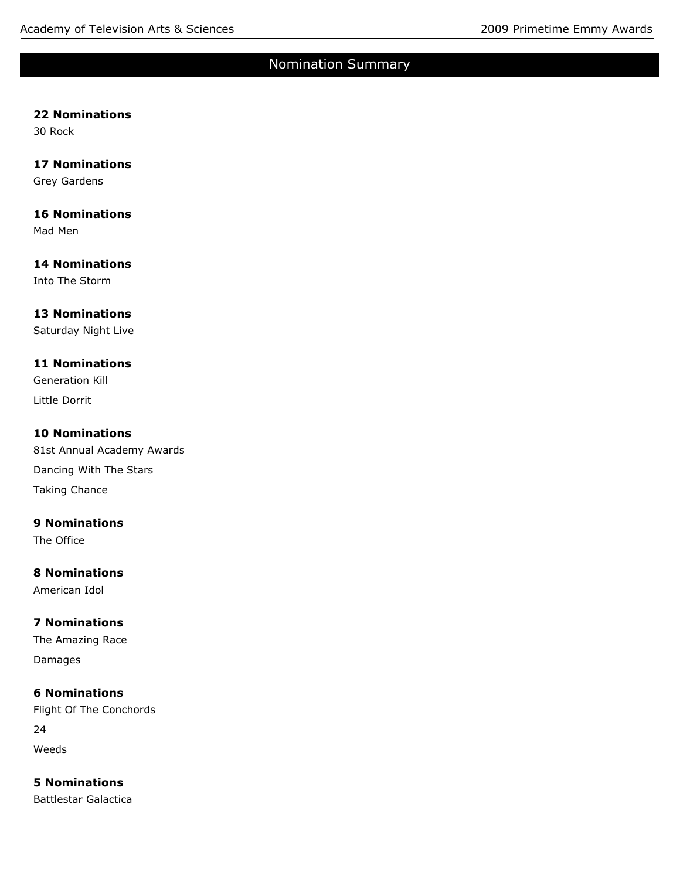## Nomination Summary

**22 Nominations**

30 Rock

**17 Nominations**

Grey Gardens

**16 Nominations**

Mad Men

**14 Nominations**

Into The Storm

**13 Nominations**

Saturday Night Live

**11 Nominations**

Generation Kill

Little Dorrit

**10 Nominations**

81st Annual Academy Awards

Dancing With The Stars

Taking Chance

**9 Nominations**

The Office

**8 Nominations**

American Idol

**7 Nominations**

The Amazing Race

Damages

**6 Nominations**

Flight Of The Conchords

24

Weeds

**5 Nominations**

Battlestar Galactica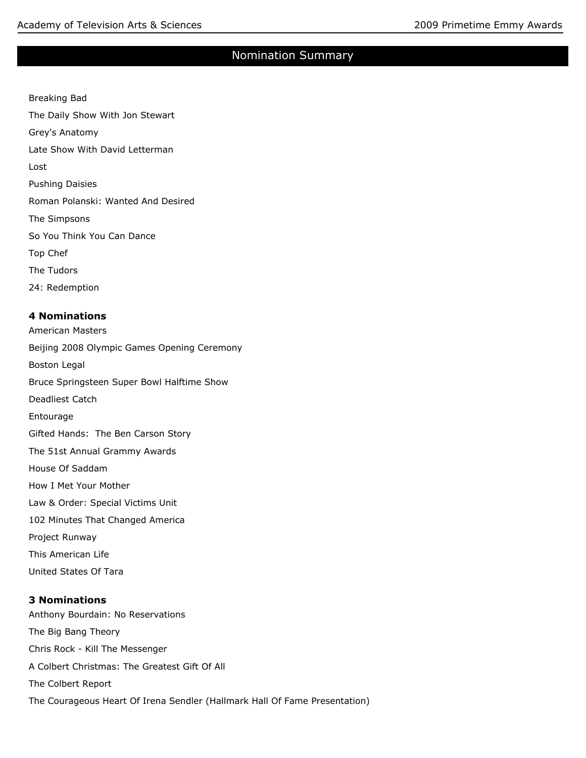## Nomination Summary

Breaking Bad

The Daily Show With Jon Stewart

Grey's Anatomy

Late Show With David Letterman

Lost

Pushing Daisies

Roman Polanski: Wanted And Desired

The Simpsons

So You Think You Can Dance

Top Chef

The Tudors

24: Redemption

**4 Nominations**

American Masters

Beijing 2008 Olympic Games Opening Ceremony

Boston Legal

Bruce Springsteen Super Bowl Halftime Show

Deadliest Catch

Entourage

Gifted Hands: The Ben Carson Story

The 51st Annual Grammy Awards

House Of Saddam

How I Met Your Mother

Law & Order: Special Victims Unit

102 Minutes That Changed America

Project Runway

This American Life

United States Of Tara

**3 Nominations**

Anthony Bourdain: No Reservations

The Big Bang Theory

Chris Rock - Kill The Messenger

A Colbert Christmas: The Greatest Gift Of All

The Colbert Report

The Courageous Heart Of Irena Sendler (Hallmark Hall Of Fame Presentation)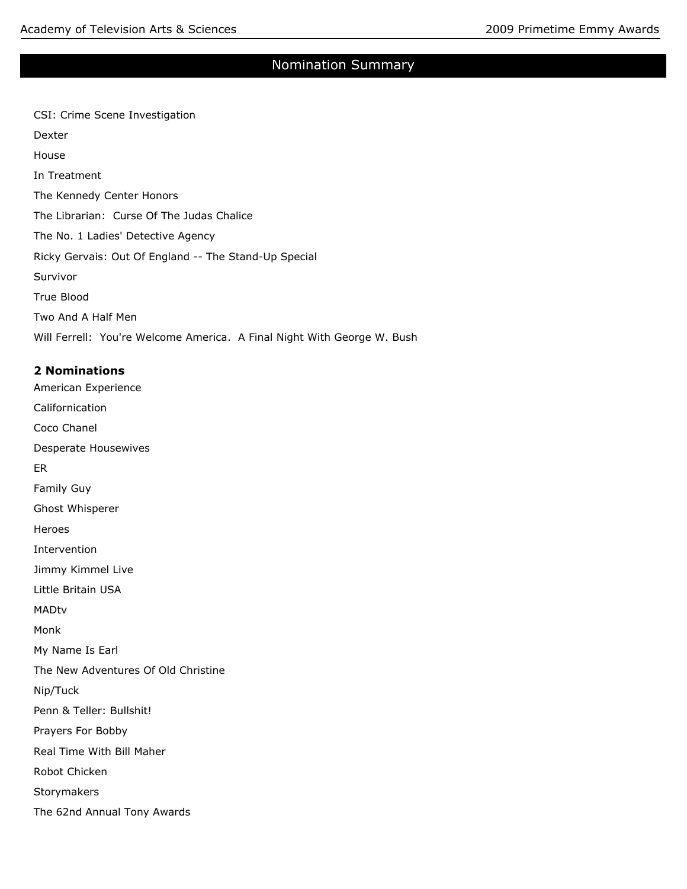## Nomination Summary

CSI: Crime Scene Investigation

Dexter

House

In Treatment

The Kennedy Center Honors

The Librarian:  Curse Of The Judas Chalice

The No. 1 Ladies' Detective Agency

Ricky Gervais: Out Of England -- The Stand-Up Special

Survivor

True Blood

Two And A Half Men

Will Ferrell:  You're Welcome America.  A Final Night With George W. Bush

**2 Nominations**

American Experience

Californication

Coco Chanel

Desperate Housewives

ER

Family Guy

Ghost Whisperer

Heroes

Intervention

Jimmy Kimmel Live

Little Britain USA

MADtv

Monk

My Name Is Earl

The New Adventures Of Old Christine

Nip/Tuck

Penn & Teller: Bullshit!

Prayers For Bobby

Real Time With Bill Maher

Robot Chicken

Storymakers

The 62nd Annual Tony Awards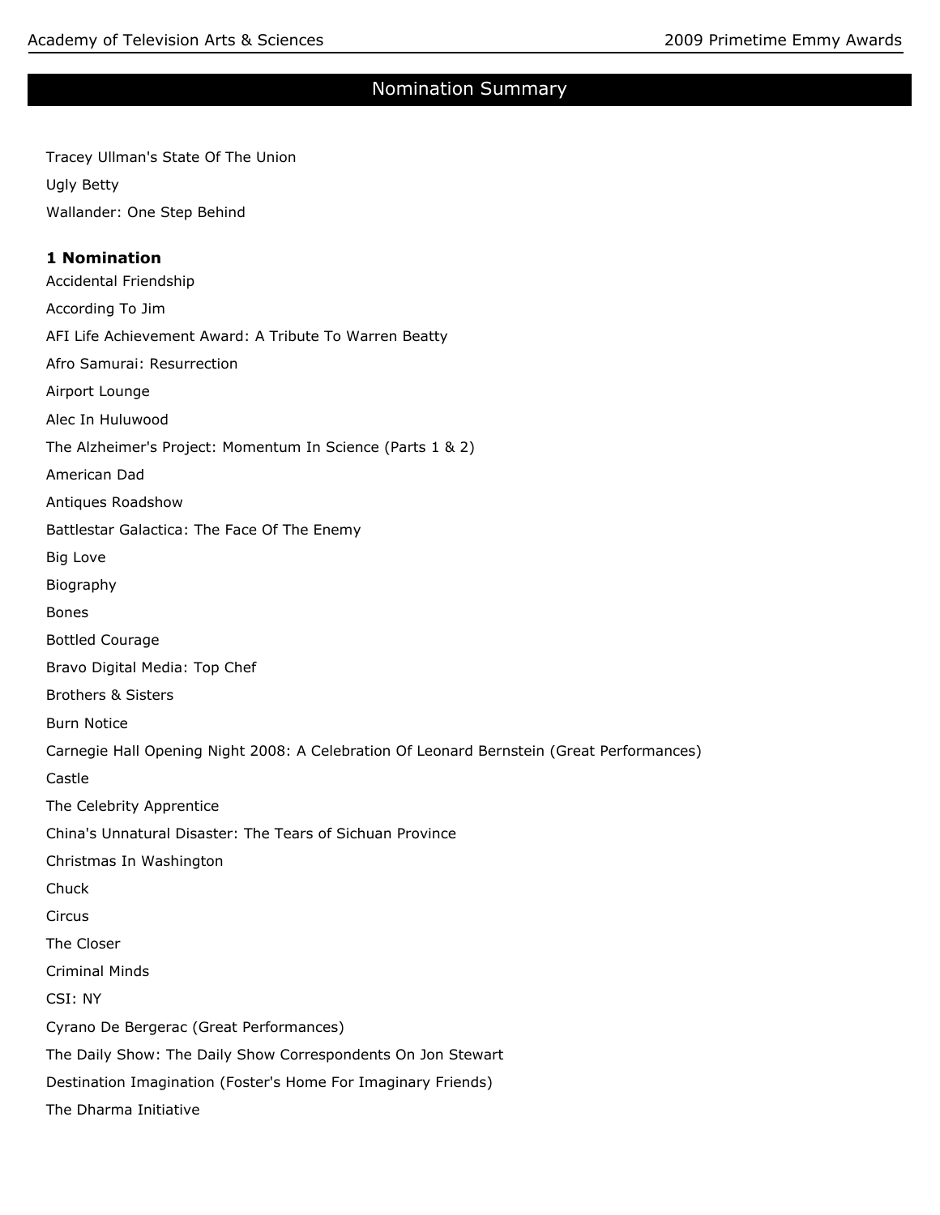## Nomination Summary

Tracey Ullman's State Of The Union

Ugly Betty

Wallander: One Step Behind

**1 Nomination**

Accidental Friendship

According To Jim

AFI Life Achievement Award: A Tribute To Warren Beatty

Afro Samurai: Resurrection

Airport Lounge

Alec In Huluwood

The Alzheimer's Project: Momentum In Science (Parts 1 & 2)

American Dad

Antiques Roadshow

Battlestar Galactica: The Face Of The Enemy

Big Love

Biography

Bones

Bottled Courage

Bravo Digital Media: Top Chef

Brothers & Sisters

Burn Notice

Carnegie Hall Opening Night 2008: A Celebration Of Leonard Bernstein (Great Performances)

Castle

The Celebrity Apprentice

China's Unnatural Disaster: The Tears of Sichuan Province

Christmas In Washington

Chuck

Circus

The Closer

Criminal Minds

CSI: NY

Cyrano De Bergerac (Great Performances)

The Daily Show: The Daily Show Correspondents On Jon Stewart

Destination Imagination (Foster's Home For Imaginary Friends)

The Dharma Initiative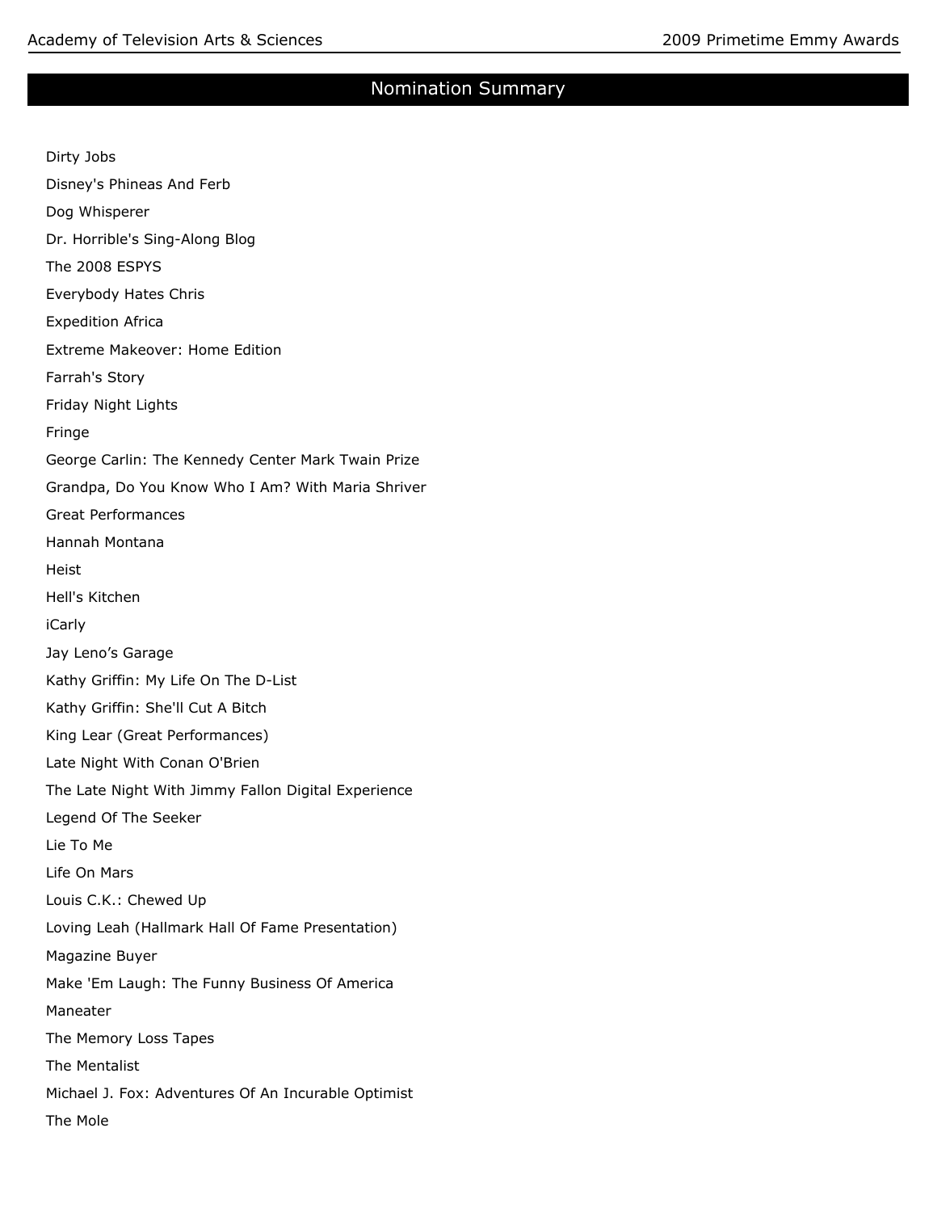## Nomination Summary

Dirty Jobs

Disney's Phineas And Ferb

Dog Whisperer

Dr. Horrible's Sing-Along Blog

The 2008 ESPYS

Everybody Hates Chris

Expedition Africa

Extreme Makeover: Home Edition

Farrah's Story

Friday Night Lights

Fringe

George Carlin: The Kennedy Center Mark Twain Prize

Grandpa, Do You Know Who I Am? With Maria Shriver

Great Performances

Hannah Montana

Heist

Hell's Kitchen

iCarly

Jay Leno’s Garage

Kathy Griffin: My Life On The D-List

Kathy Griffin: She'll Cut A Bitch

King Lear (Great Performances)

Late Night With Conan O'Brien

The Late Night With Jimmy Fallon Digital Experience

Legend Of The Seeker

Lie To Me

Life On Mars

Louis C.K.: Chewed Up

Loving Leah (Hallmark Hall Of Fame Presentation)

Magazine Buyer

Make 'Em Laugh: The Funny Business Of America

Maneater

The Memory Loss Tapes

The Mentalist

Michael J. Fox: Adventures Of An Incurable Optimist

The Mole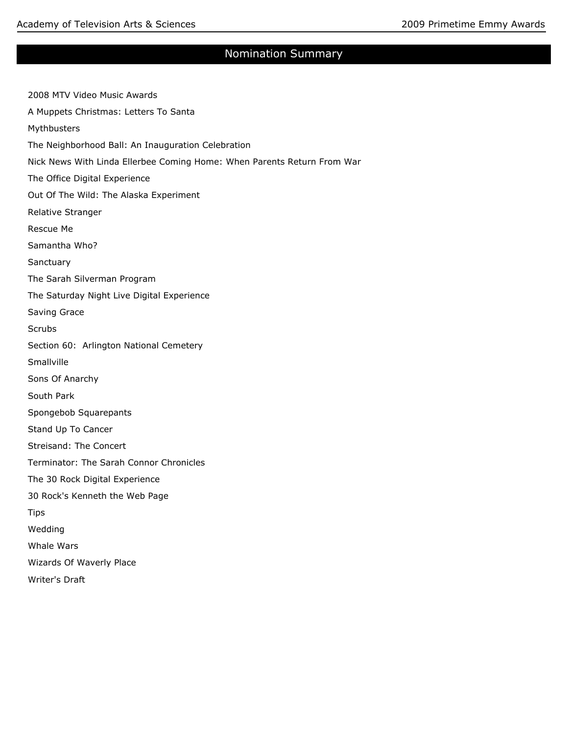## Nomination Summary

2008 MTV Video Music Awards

A Muppets Christmas: Letters To Santa

Mythbusters

The Neighborhood Ball: An Inauguration Celebration

Nick News With Linda Ellerbee Coming Home: When Parents Return From War

The Office Digital Experience

Out Of The Wild: The Alaska Experiment

Relative Stranger

Rescue Me

Samantha Who?

Sanctuary

The Sarah Silverman Program

The Saturday Night Live Digital Experience

Saving Grace

Scrubs

Section 60: Arlington National Cemetery

Smallville

Sons Of Anarchy

South Park

Spongebob Squarepants

Stand Up To Cancer

Streisand: The Concert

Terminator: The Sarah Connor Chronicles

The 30 Rock Digital Experience

30 Rock's Kenneth the Web Page

Tips

Wedding

Whale Wars

Wizards Of Waverly Place

Writer's Draft